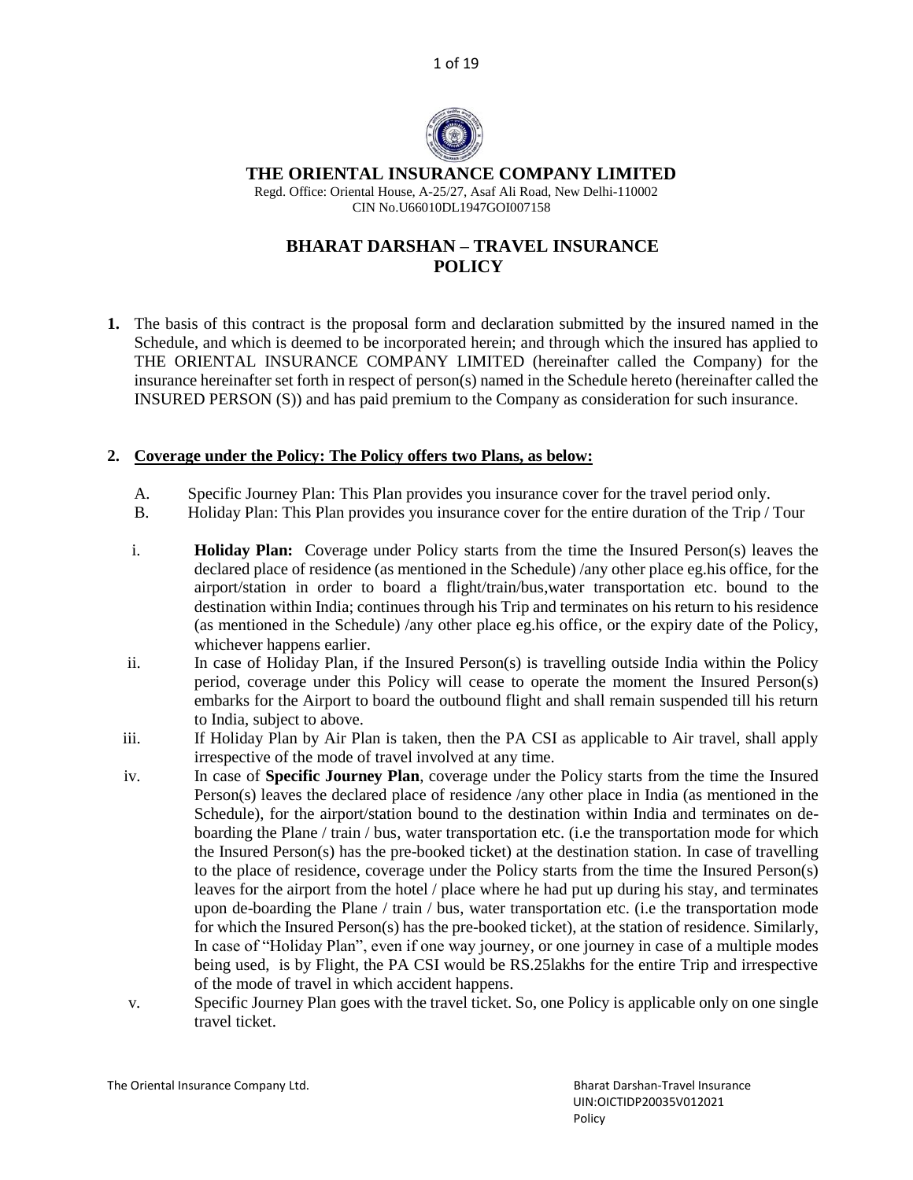# THE ORIENTAL INSURANCE COMPANY LIMITED

Regd. Office: Oriental House, A-25/27, Asaf Ali Road, New Delhi-110002
CIN No.U66010DL1947GOI007158

## BHARAT DARSHAN – TRAVEL INSURANCE POLICY

**1.** The basis of this contract is the proposal form and declaration submitted by the insured named in the Schedule, and which is deemed to be incorporated herein; and through which the insured has applied to THE ORIENTAL INSURANCE COMPANY LIMITED (hereinafter called the Company) for the insurance hereinafter set forth in respect of person(s) named in the Schedule hereto (hereinafter called the INSURED PERSON (S)) and has paid premium to the Company as consideration for such insurance.

**2. <u>Coverage under the Policy: The Policy offers two Plans, as below:</u>**

A. Specific Journey Plan: This Plan provides you insurance cover for the travel period only.

B. Holiday Plan: This Plan provides you insurance cover for the entire duration of the Trip / Tour

i. **Holiday Plan:** Coverage under Policy starts from the time the Insured Person(s) leaves the declared place of residence (as mentioned in the Schedule) /any other place eg.his office, for the airport/station in order to board a flight/train/bus,water transportation etc. bound to the destination within India; continues through his Trip and terminates on his return to his residence (as mentioned in the Schedule) /any other place eg.his office, or the expiry date of the Policy, whichever happens earlier.

ii. In case of Holiday Plan, if the Insured Person(s) is travelling outside India within the Policy period, coverage under this Policy will cease to operate the moment the Insured Person(s) embarks for the Airport to board the outbound flight and shall remain suspended till his return to India, subject to above.

iii. If Holiday Plan by Air Plan is taken, then the PA CSI as applicable to Air travel, shall apply irrespective of the mode of travel involved at any time.

iv. In case of **Specific Journey Plan**, coverage under the Policy starts from the time the Insured Person(s) leaves the declared place of residence /any other place in India (as mentioned in the Schedule), for the airport/station bound to the destination within India and terminates on de-boarding the Plane / train / bus, water transportation etc. (i.e the transportation mode for which the Insured Person(s) has the pre-booked ticket) at the destination station. In case of travelling to the place of residence, coverage under the Policy starts from the time the Insured Person(s) leaves for the airport from the hotel / place where he had put up during his stay, and terminates upon de-boarding the Plane / train / bus, water transportation etc. (i.e the transportation mode for which the Insured Person(s) has the pre-booked ticket), at the station of residence. Similarly, In case of "Holiday Plan", even if one way journey, or one journey in case of a multiple modes being used, is by Flight, the PA CSI would be RS.25lakhs for the entire Trip and irrespective of the mode of travel in which accident happens.

v. Specific Journey Plan goes with the travel ticket. So, one Policy is applicable only on one single travel ticket.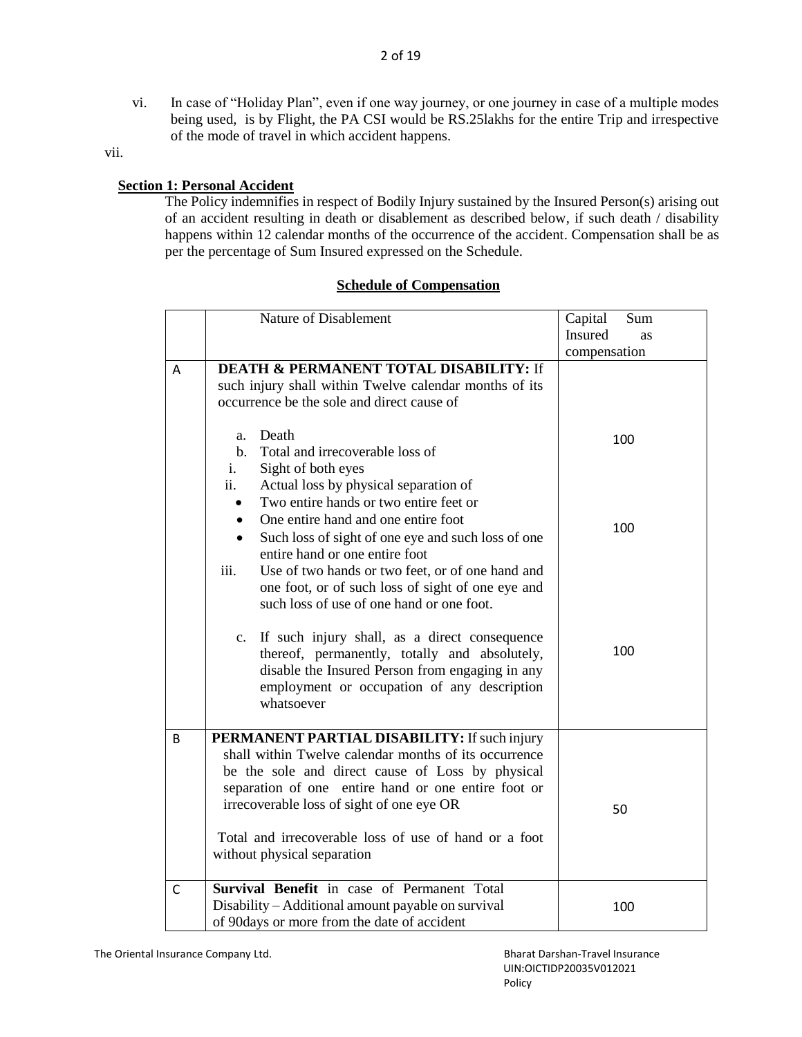vi. In case of "Holiday Plan", even if one way journey, or one journey in case of a multiple modes being used, is by Flight, the PA CSI would be RS.25lakhs for the entire Trip and irrespective of the mode of travel in which accident happens.

vii.

**Section 1: Personal Accident**

The Policy indemnifies in respect of Bodily Injury sustained by the Insured Person(s) arising out of an accident resulting in death or disablement as described below, if such death / disability happens within 12 calendar months of the occurrence of the accident. Compensation shall be as per the percentage of Sum Insured expressed on the Schedule.

**Schedule of Compensation**

| | Nature of Disablement | Capital Sum Insured as compensation |
|---|---|---|
| A | **DEATH & PERMANENT TOTAL DISABILITY:** If such injury shall within Twelve calendar months of its occurrence be the sole and direct cause of | |
| | a. Death | 100 |
| | b. Total and irrecoverable loss of<br>i. Sight of both eyes<br>ii. Actual loss by physical separation of<br>• Two entire hands or two entire feet or<br>• One entire hand and one entire foot<br>• Such loss of sight of one eye and such loss of one entire hand or one entire foot<br>iii. Use of two hands or two feet, or of one hand and one foot, or of such loss of sight of one eye and such loss of use of one hand or one foot. | 100 |
| | c. If such injury shall, as a direct consequence thereof, permanently, totally and absolutely, disable the Insured Person from engaging in any employment or occupation of any description whatsoever | 100 |
| B | **PERMANENT PARTIAL DISABILITY:** If such injury shall within Twelve calendar months of its occurrence be the sole and direct cause of Loss by physical separation of one entire hand or one entire foot or irrecoverable loss of sight of one eye OR<br><br>Total and irrecoverable loss of use of hand or a foot without physical separation | 50 |
| C | **Survival Benefit** in case of Permanent Total Disability – Additional amount payable on survival of 90days or more from the date of accident | 100 |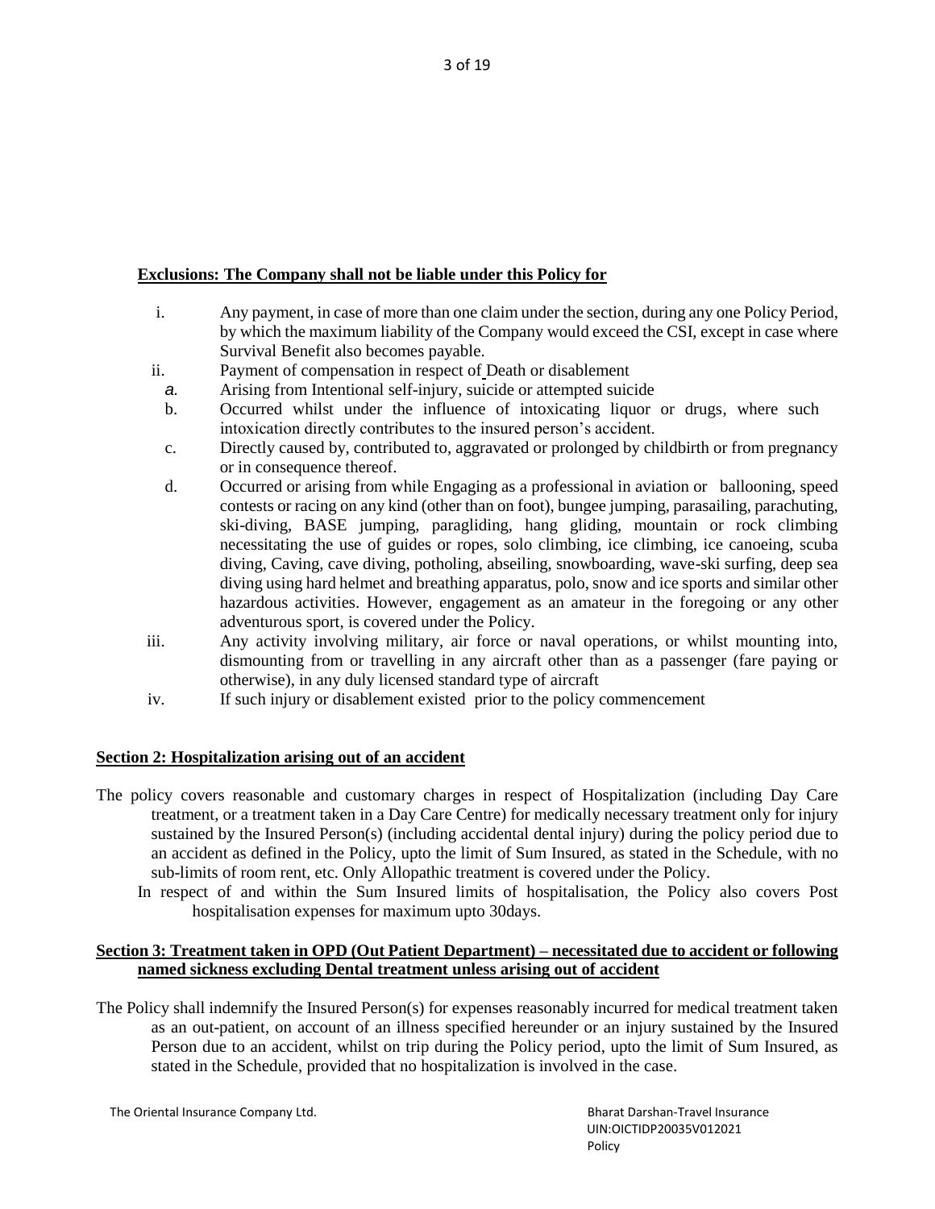**Exclusions: The Company shall not be liable under this Policy for**

i. Any payment, in case of more than one claim under the section, during any one Policy Period, by which the maximum liability of the Company would exceed the CSI, except in case where Survival Benefit also becomes payable.

ii. Payment of compensation in respect of Death or disablement

   a. Arising from Intentional self-injury, suicide or attempted suicide
   
   b. Occurred whilst under the influence of intoxicating liquor or drugs, where such intoxication directly contributes to the insured person's accident.
   
   c. Directly caused by, contributed to, aggravated or prolonged by childbirth or from pregnancy or in consequence thereof.
   
   d. Occurred or arising from while Engaging as a professional in aviation or ballooning, speed contests or racing on any kind (other than on foot), bungee jumping, parasailing, parachuting, ski-diving, BASE jumping, paragliding, hang gliding, mountain or rock climbing necessitating the use of guides or ropes, solo climbing, ice climbing, ice canoeing, scuba diving, Caving, cave diving, potholing, abseiling, snowboarding, wave-ski surfing, deep sea diving using hard helmet and breathing apparatus, polo, snow and ice sports and similar other hazardous activities. However, engagement as an amateur in the foregoing or any other adventurous sport, is covered under the Policy.

iii. Any activity involving military, air force or naval operations, or whilst mounting into, dismounting from or travelling in any aircraft other than as a passenger (fare paying or otherwise), in any duly licensed standard type of aircraft

iv. If such injury or disablement existed prior to the policy commencement

**Section 2: Hospitalization arising out of an accident**

The policy covers reasonable and customary charges in respect of Hospitalization (including Day Care treatment, or a treatment taken in a Day Care Centre) for medically necessary treatment only for injury sustained by the Insured Person(s) (including accidental dental injury) during the policy period due to an accident as defined in the Policy, upto the limit of Sum Insured, as stated in the Schedule, with no sub-limits of room rent, etc. Only Allopathic treatment is covered under the Policy.

In respect of and within the Sum Insured limits of hospitalisation, the Policy also covers Post hospitalisation expenses for maximum upto 30days.

**Section 3: Treatment taken in OPD (Out Patient Department) – necessitated due to accident or following named sickness excluding Dental treatment unless arising out of accident**

The Policy shall indemnify the Insured Person(s) for expenses reasonably incurred for medical treatment taken as an out-patient, on account of an illness specified hereunder or an injury sustained by the Insured Person due to an accident, whilst on trip during the Policy period, upto the limit of Sum Insured, as stated in the Schedule, provided that no hospitalization is involved in the case.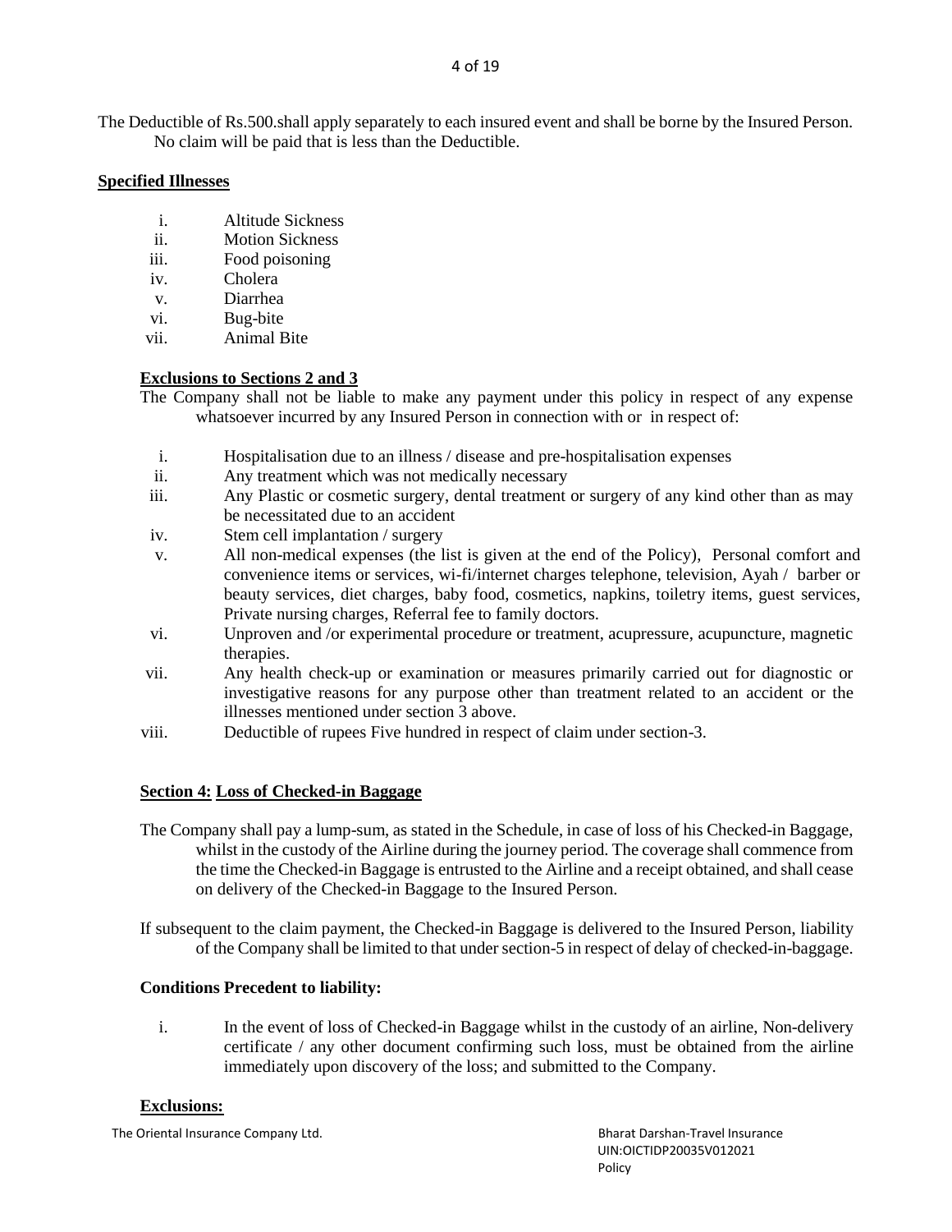The Deductible of Rs.500.shall apply separately to each insured event and shall be borne by the Insured Person. No claim will be paid that is less than the Deductible.

**Specified Illnesses**

i. Altitude Sickness
ii. Motion Sickness
iii. Food poisoning
iv. Cholera
v. Diarrhea
vi. Bug-bite
vii. Animal Bite

**Exclusions to Sections 2 and 3**

The Company shall not be liable to make any payment under this policy in respect of any expense whatsoever incurred by any Insured Person in connection with or in respect of:

i. Hospitalisation due to an illness / disease and pre-hospitalisation expenses
ii. Any treatment which was not medically necessary
iii. Any Plastic or cosmetic surgery, dental treatment or surgery of any kind other than as may be necessitated due to an accident
iv. Stem cell implantation / surgery
v. All non-medical expenses (the list is given at the end of the Policy), Personal comfort and convenience items or services, wi-fi/internet charges telephone, television, Ayah / barber or beauty services, diet charges, baby food, cosmetics, napkins, toiletry items, guest services, Private nursing charges, Referral fee to family doctors.
vi. Unproven and /or experimental procedure or treatment, acupressure, acupuncture, magnetic therapies.
vii. Any health check-up or examination or measures primarily carried out for diagnostic or investigative reasons for any purpose other than treatment related to an accident or the illnesses mentioned under section 3 above.
viii. Deductible of rupees Five hundred in respect of claim under section-3.

**Section 4: Loss of Checked-in Baggage**

The Company shall pay a lump-sum, as stated in the Schedule, in case of loss of his Checked-in Baggage, whilst in the custody of the Airline during the journey period. The coverage shall commence from the time the Checked-in Baggage is entrusted to the Airline and a receipt obtained, and shall cease on delivery of the Checked-in Baggage to the Insured Person.

If subsequent to the claim payment, the Checked-in Baggage is delivered to the Insured Person, liability of the Company shall be limited to that under section-5 in respect of delay of checked-in-baggage.

**Conditions Precedent to liability:**

i. In the event of loss of Checked-in Baggage whilst in the custody of an airline, Non-delivery certificate / any other document confirming such loss, must be obtained from the airline immediately upon discovery of the loss; and submitted to the Company.

**Exclusions:**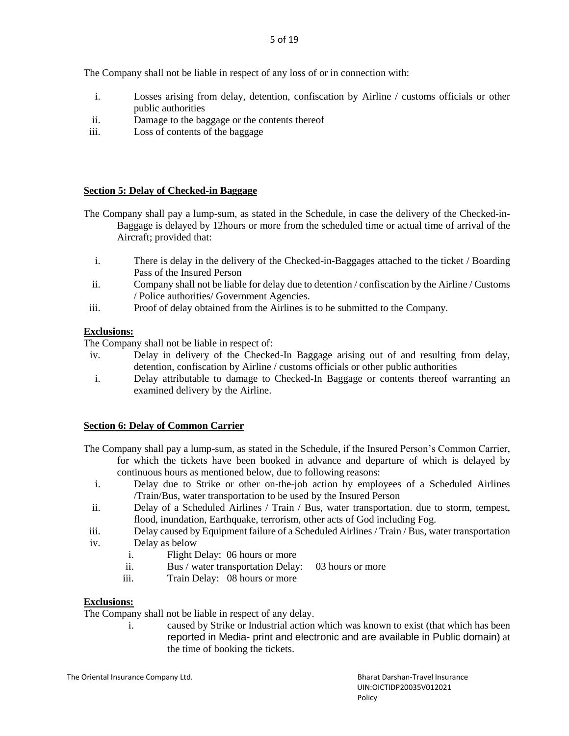The Company shall not be liable in respect of any loss of or in connection with:

i. Losses arising from delay, detention, confiscation by Airline / customs officials or other public authorities
ii. Damage to the baggage or the contents thereof
iii. Loss of contents of the baggage

**Section 5: Delay of Checked-in Baggage**

The Company shall pay a lump-sum, as stated in the Schedule, in case the delivery of the Checked-in-Baggage is delayed by 12hours or more from the scheduled time or actual time of arrival of the Aircraft; provided that:

i. There is delay in the delivery of the Checked-in-Baggages attached to the ticket / Boarding Pass of the Insured Person
ii. Company shall not be liable for delay due to detention / confiscation by the Airline / Customs / Police authorities/ Government Agencies.
iii. Proof of delay obtained from the Airlines is to be submitted to the Company.

**Exclusions:**

The Company shall not be liable in respect of:

iv. Delay in delivery of the Checked-In Baggage arising out of and resulting from delay, detention, confiscation by Airline / customs officials or other public authorities
i. Delay attributable to damage to Checked-In Baggage or contents thereof warranting an examined delivery by the Airline.

**Section 6: Delay of Common Carrier**

The Company shall pay a lump-sum, as stated in the Schedule, if the Insured Person's Common Carrier, for which the tickets have been booked in advance and departure of which is delayed by continuous hours as mentioned below, due to following reasons:

i. Delay due to Strike or other on-the-job action by employees of a Scheduled Airlines /Train/Bus, water transportation to be used by the Insured Person
ii. Delay of a Scheduled Airlines / Train / Bus, water transportation. due to storm, tempest, flood, inundation, Earthquake, terrorism, other acts of God including Fog.
iii. Delay caused by Equipment failure of a Scheduled Airlines / Train / Bus, water transportation
iv. Delay as below
    i. Flight Delay: 06 hours or more
    ii. Bus / water transportation Delay: 03 hours or more
    iii. Train Delay: 08 hours or more

**Exclusions:**

The Company shall not be liable in respect of any delay.

i. caused by Strike or Industrial action which was known to exist (that which has been reported in Media- print and electronic and are available in Public domain) at the time of booking the tickets.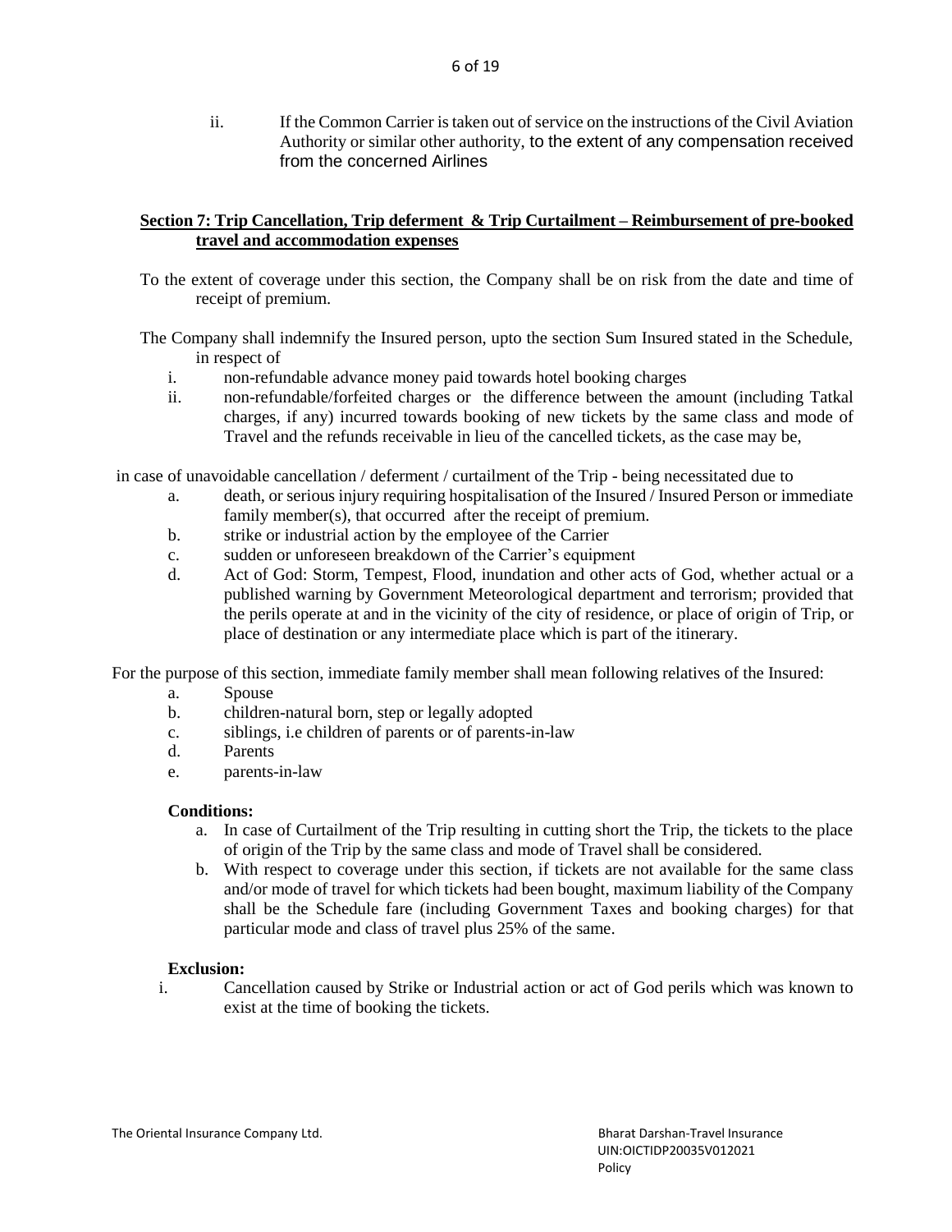ii. If the Common Carrier is taken out of service on the instructions of the Civil Aviation Authority or similar other authority, to the extent of any compensation received from the concerned Airlines

## Section 7: Trip Cancellation, Trip deferment & Trip Curtailment – Reimbursement of pre-booked travel and accommodation expenses

To the extent of coverage under this section, the Company shall be on risk from the date and time of receipt of premium.

The Company shall indemnify the Insured person, upto the section Sum Insured stated in the Schedule, in respect of

i. non-refundable advance money paid towards hotel booking charges
ii. non-refundable/forfeited charges or the difference between the amount (including Tatkal charges, if any) incurred towards booking of new tickets by the same class and mode of Travel and the refunds receivable in lieu of the cancelled tickets, as the case may be,

in case of unavoidable cancellation / deferment / curtailment of the Trip - being necessitated due to

a. death, or serious injury requiring hospitalisation of the Insured / Insured Person or immediate family member(s), that occurred after the receipt of premium.
b. strike or industrial action by the employee of the Carrier
c. sudden or unforeseen breakdown of the Carrier's equipment
d. Act of God: Storm, Tempest, Flood, inundation and other acts of God, whether actual or a published warning by Government Meteorological department and terrorism; provided that the perils operate at and in the vicinity of the city of residence, or place of origin of Trip, or place of destination or any intermediate place which is part of the itinerary.

For the purpose of this section, immediate family member shall mean following relatives of the Insured:

a. Spouse
b. children-natural born, step or legally adopted
c. siblings, i.e children of parents or of parents-in-law
d. Parents
e. parents-in-law

**Conditions:**

a. In case of Curtailment of the Trip resulting in cutting short the Trip, the tickets to the place of origin of the Trip by the same class and mode of Travel shall be considered.
b. With respect to coverage under this section, if tickets are not available for the same class and/or mode of travel for which tickets had been bought, maximum liability of the Company shall be the Schedule fare (including Government Taxes and booking charges) for that particular mode and class of travel plus 25% of the same.

**Exclusion:**

i. Cancellation caused by Strike or Industrial action or act of God perils which was known to exist at the time of booking the tickets.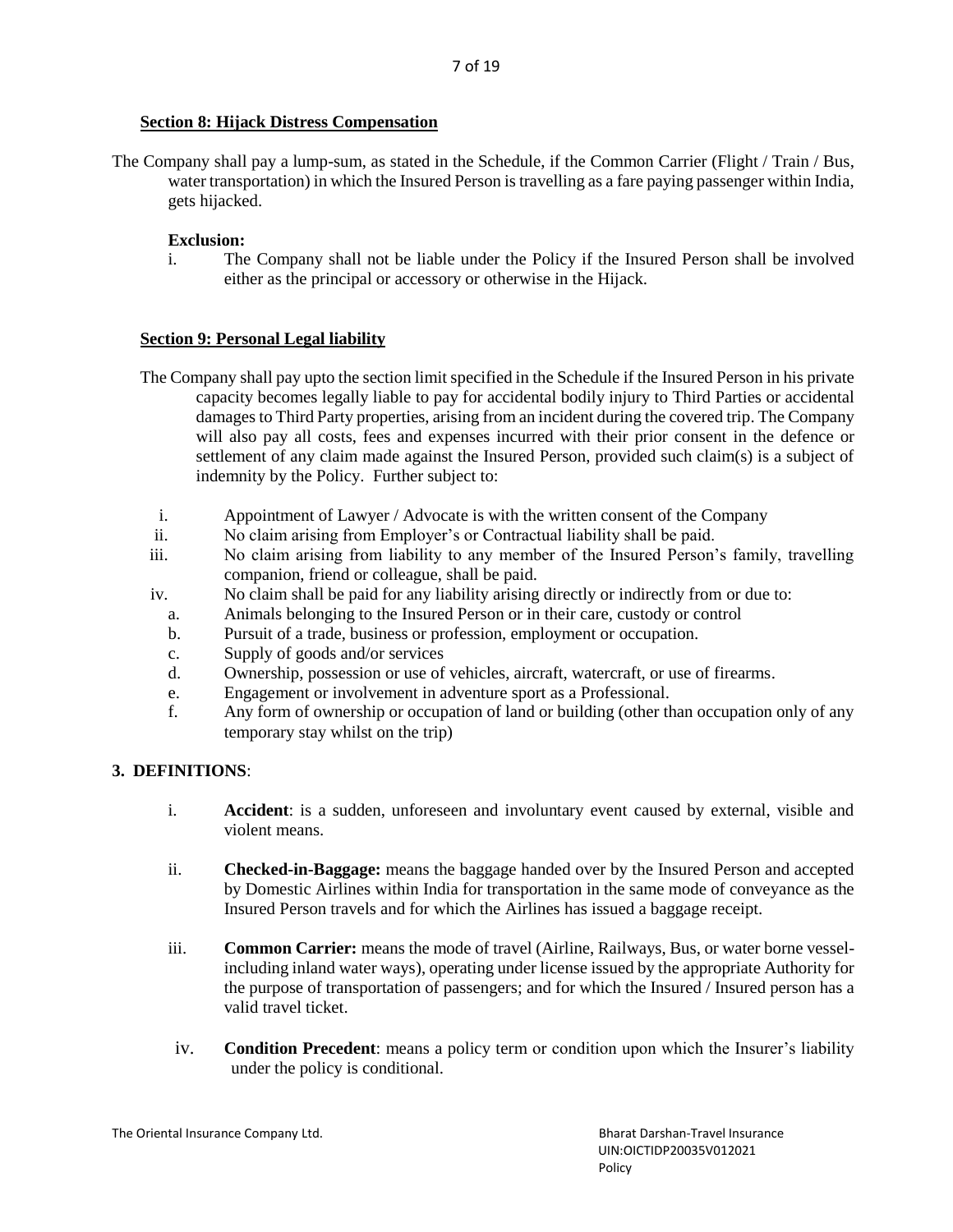### Section 8: Hijack Distress Compensation

The Company shall pay a lump-sum, as stated in the Schedule, if the Common Carrier (Flight / Train / Bus, water transportation) in which the Insured Person is travelling as a fare paying passenger within India, gets hijacked.

**Exclusion:**

i. The Company shall not be liable under the Policy if the Insured Person shall be involved either as the principal or accessory or otherwise in the Hijack.

### Section 9: Personal Legal liability

The Company shall pay upto the section limit specified in the Schedule if the Insured Person in his private capacity becomes legally liable to pay for accidental bodily injury to Third Parties or accidental damages to Third Party properties, arising from an incident during the covered trip. The Company will also pay all costs, fees and expenses incurred with their prior consent in the defence or settlement of any claim made against the Insured Person, provided such claim(s) is a subject of indemnity by the Policy. Further subject to:

i. Appointment of Lawyer / Advocate is with the written consent of the Company

ii. No claim arising from Employer's or Contractual liability shall be paid.

iii. No claim arising from liability to any member of the Insured Person's family, travelling companion, friend or colleague, shall be paid.

iv. No claim shall be paid for any liability arising directly or indirectly from or due to:

   a. Animals belonging to the Insured Person or in their care, custody or control
   
   b. Pursuit of a trade, business or profession, employment or occupation.
   
   c. Supply of goods and/or services
   
   d. Ownership, possession or use of vehicles, aircraft, watercraft, or use of firearms.
   
   e. Engagement or involvement in adventure sport as a Professional.
   
   f. Any form of ownership or occupation of land or building (other than occupation only of any temporary stay whilst on the trip)

## 3. DEFINITIONS:

i. **Accident**: is a sudden, unforeseen and involuntary event caused by external, visible and violent means.

ii. **Checked-in-Baggage:** means the baggage handed over by the Insured Person and accepted by Domestic Airlines within India for transportation in the same mode of conveyance as the Insured Person travels and for which the Airlines has issued a baggage receipt.

iii. **Common Carrier:** means the mode of travel (Airline, Railways, Bus, or water borne vessel-including inland water ways), operating under license issued by the appropriate Authority for the purpose of transportation of passengers; and for which the Insured / Insured person has a valid travel ticket.

iv. **Condition Precedent**: means a policy term or condition upon which the Insurer's liability under the policy is conditional.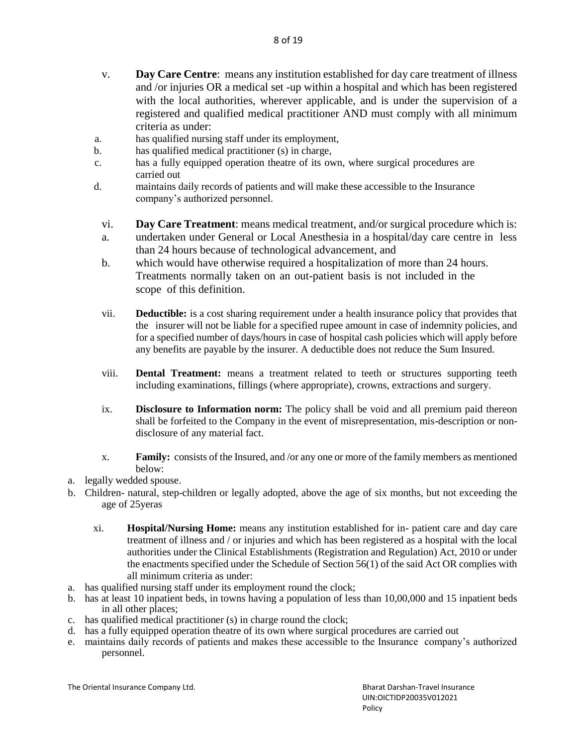v. **Day Care Centre**: means any institution established for day care treatment of illness and /or injuries OR a medical set -up within a hospital and which has been registered with the local authorities, wherever applicable, and is under the supervision of a registered and qualified medical practitioner AND must comply with all minimum criteria as under:

a. has qualified nursing staff under its employment,
b. has qualified medical practitioner (s) in charge,
c. has a fully equipped operation theatre of its own, where surgical procedures are carried out
d. maintains daily records of patients and will make these accessible to the Insurance company's authorized personnel.

vi. **Day Care Treatment**: means medical treatment, and/or surgical procedure which is:

a. undertaken under General or Local Anesthesia in a hospital/day care centre in less than 24 hours because of technological advancement, and
b. which would have otherwise required a hospitalization of more than 24 hours. Treatments normally taken on an out-patient basis is not included in the scope of this definition.

vii. **Deductible:** is a cost sharing requirement under a health insurance policy that provides that the insurer will not be liable for a specified rupee amount in case of indemnity policies, and for a specified number of days/hours in case of hospital cash policies which will apply before any benefits are payable by the insurer. A deductible does not reduce the Sum Insured.

viii. **Dental Treatment:** means a treatment related to teeth or structures supporting teeth including examinations, fillings (where appropriate), crowns, extractions and surgery.

ix. **Disclosure to Information norm:** The policy shall be void and all premium paid thereon shall be forfeited to the Company in the event of misrepresentation, mis-description or non-disclosure of any material fact.

x. **Family:** consists of the Insured, and /or any one or more of the family members as mentioned below:

a. legally wedded spouse.
b. Children- natural, step-children or legally adopted, above the age of six months, but not exceeding the age of 25yeras

xi. **Hospital/Nursing Home:** means any institution established for in- patient care and day care treatment of illness and / or injuries and which has been registered as a hospital with the local authorities under the Clinical Establishments (Registration and Regulation) Act, 2010 or under the enactments specified under the Schedule of Section 56(1) of the said Act OR complies with all minimum criteria as under:

a. has qualified nursing staff under its employment round the clock;
b. has at least 10 inpatient beds, in towns having a population of less than 10,00,000 and 15 inpatient beds in all other places;
c. has qualified medical practitioner (s) in charge round the clock;
d. has a fully equipped operation theatre of its own where surgical procedures are carried out
e. maintains daily records of patients and makes these accessible to the Insurance company's authorized personnel.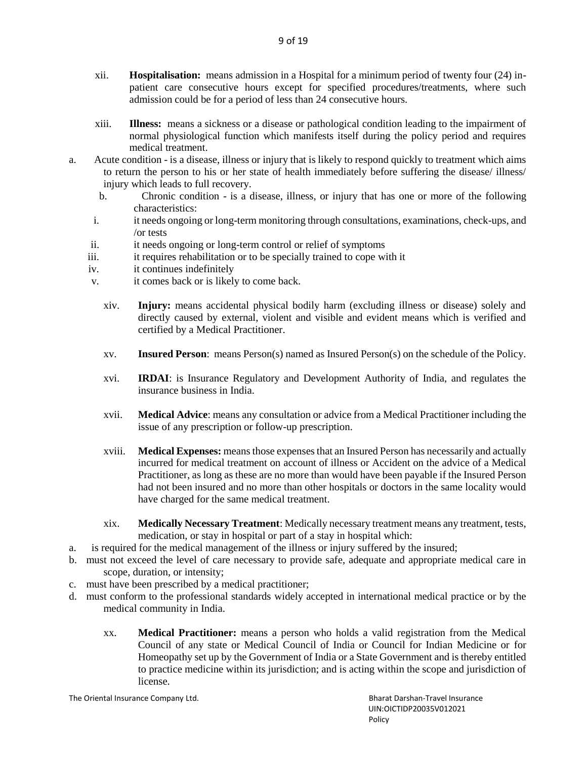xii. **Hospitalisation:** means admission in a Hospital for a minimum period of twenty four (24) in-patient care consecutive hours except for specified procedures/treatments, where such admission could be for a period of less than 24 consecutive hours.

xiii. **Illness:** means a sickness or a disease or pathological condition leading to the impairment of normal physiological function which manifests itself during the policy period and requires medical treatment.

a. Acute condition - is a disease, illness or injury that is likely to respond quickly to treatment which aims to return the person to his or her state of health immediately before suffering the disease/ illness/ injury which leads to full recovery.

b. Chronic condition - is a disease, illness, or injury that has one or more of the following characteristics:

i. it needs ongoing or long-term monitoring through consultations, examinations, check-ups, and /or tests

ii. it needs ongoing or long-term control or relief of symptoms

iii. it requires rehabilitation or to be specially trained to cope with it

iv. it continues indefinitely

v. it comes back or is likely to come back.

xiv. **Injury:** means accidental physical bodily harm (excluding illness or disease) solely and directly caused by external, violent and visible and evident means which is verified and certified by a Medical Practitioner.

xv. **Insured Person**: means Person(s) named as Insured Person(s) on the schedule of the Policy.

xvi. **IRDAI**: is Insurance Regulatory and Development Authority of India, and regulates the insurance business in India.

xvii. **Medical Advice**: means any consultation or advice from a Medical Practitioner including the issue of any prescription or follow-up prescription.

xviii. **Medical Expenses:** means those expenses that an Insured Person has necessarily and actually incurred for medical treatment on account of illness or Accident on the advice of a Medical Practitioner, as long as these are no more than would have been payable if the Insured Person had not been insured and no more than other hospitals or doctors in the same locality would have charged for the same medical treatment.

xix. **Medically Necessary Treatment**: Medically necessary treatment means any treatment, tests, medication, or stay in hospital or part of a stay in hospital which:

a. is required for the medical management of the illness or injury suffered by the insured;

b. must not exceed the level of care necessary to provide safe, adequate and appropriate medical care in scope, duration, or intensity;

c. must have been prescribed by a medical practitioner;

d. must conform to the professional standards widely accepted in international medical practice or by the medical community in India.

xx. **Medical Practitioner:** means a person who holds a valid registration from the Medical Council of any state or Medical Council of India or Council for Indian Medicine or for Homeopathy set up by the Government of India or a State Government and is thereby entitled to practice medicine within its jurisdiction; and is acting within the scope and jurisdiction of license.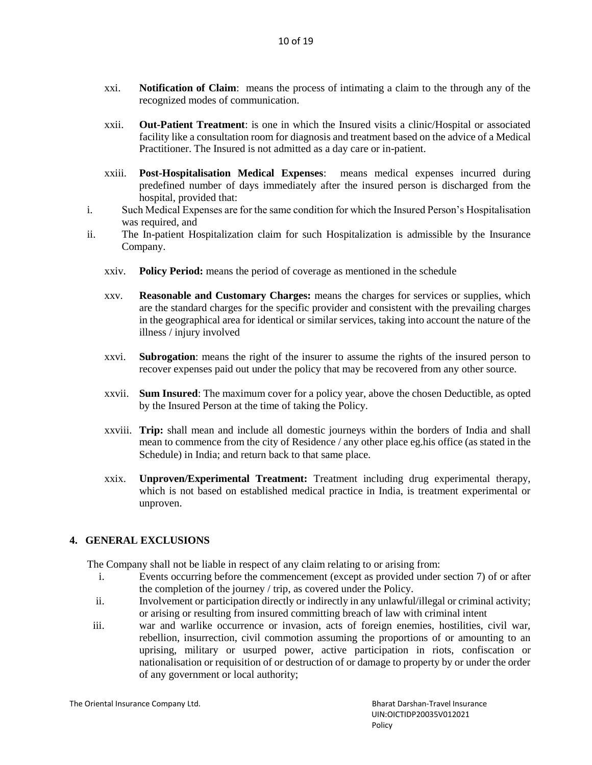xxi. **Notification of Claim**: means the process of intimating a claim to the through any of the recognized modes of communication.

xxii. **Out-Patient Treatment**: is one in which the Insured visits a clinic/Hospital or associated facility like a consultation room for diagnosis and treatment based on the advice of a Medical Practitioner. The Insured is not admitted as a day care or in-patient.

xxiii. **Post-Hospitalisation Medical Expenses**: means medical expenses incurred during predefined number of days immediately after the insured person is discharged from the hospital, provided that:

i. Such Medical Expenses are for the same condition for which the Insured Person's Hospitalisation was required, and
ii. The In-patient Hospitalization claim for such Hospitalization is admissible by the Insurance Company.

xxiv. **Policy Period:** means the period of coverage as mentioned in the schedule

xxv. **Reasonable and Customary Charges:** means the charges for services or supplies, which are the standard charges for the specific provider and consistent with the prevailing charges in the geographical area for identical or similar services, taking into account the nature of the illness / injury involved

xxvi. **Subrogation**: means the right of the insurer to assume the rights of the insured person to recover expenses paid out under the policy that may be recovered from any other source.

xxvii. **Sum Insured**: The maximum cover for a policy year, above the chosen Deductible, as opted by the Insured Person at the time of taking the Policy.

xxviii. **Trip:** shall mean and include all domestic journeys within the borders of India and shall mean to commence from the city of Residence / any other place eg.his office (as stated in the Schedule) in India; and return back to that same place.

xxix. **Unproven/Experimental Treatment:** Treatment including drug experimental therapy, which is not based on established medical practice in India, is treatment experimental or unproven.

## 4. GENERAL EXCLUSIONS

The Company shall not be liable in respect of any claim relating to or arising from:

i. Events occurring before the commencement (except as provided under section 7) of or after the completion of the journey / trip, as covered under the Policy.
ii. Involvement or participation directly or indirectly in any unlawful/illegal or criminal activity; or arising or resulting from insured committing breach of law with criminal intent
iii. war and warlike occurrence or invasion, acts of foreign enemies, hostilities, civil war, rebellion, insurrection, civil commotion assuming the proportions of or amounting to an uprising, military or usurped power, active participation in riots, confiscation or nationalisation or requisition of or destruction of or damage to property by or under the order of any government or local authority;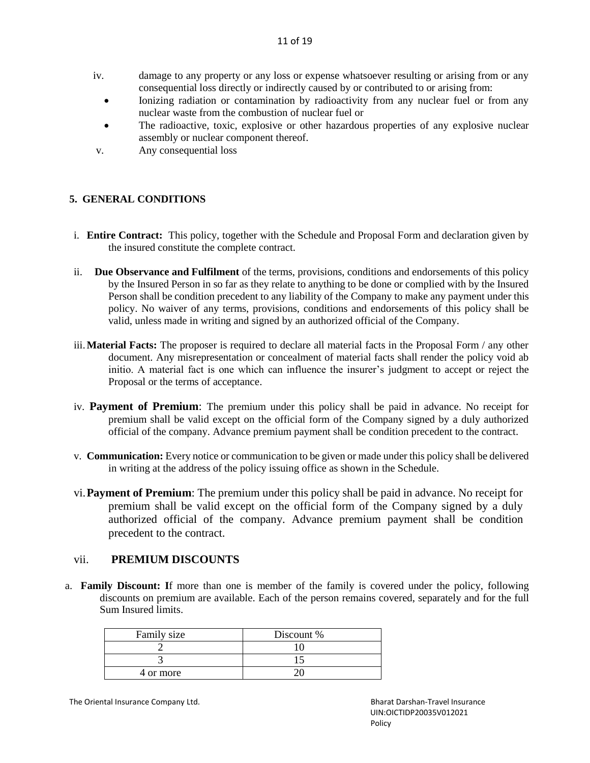iv. damage to any property or any loss or expense whatsoever resulting or arising from or any consequential loss directly or indirectly caused by or contributed to or arising from:
   - Ionizing radiation or contamination by radioactivity from any nuclear fuel or from any nuclear waste from the combustion of nuclear fuel or
   - The radioactive, toxic, explosive or other hazardous properties of any explosive nuclear assembly or nuclear component thereof.

v. Any consequential loss

## 5. GENERAL CONDITIONS

i. **Entire Contract:** This policy, together with the Schedule and Proposal Form and declaration given by the insured constitute the complete contract.

ii. **Due Observance and Fulfilment** of the terms, provisions, conditions and endorsements of this policy by the Insured Person in so far as they relate to anything to be done or complied with by the Insured Person shall be condition precedent to any liability of the Company to make any payment under this policy. No waiver of any terms, provisions, conditions and endorsements of this policy shall be valid, unless made in writing and signed by an authorized official of the Company.

iii. **Material Facts:** The proposer is required to declare all material facts in the Proposal Form / any other document. Any misrepresentation or concealment of material facts shall render the policy void ab initio. A material fact is one which can influence the insurer's judgment to accept or reject the Proposal or the terms of acceptance.

iv. **Payment of Premium**: The premium under this policy shall be paid in advance. No receipt for premium shall be valid except on the official form of the Company signed by a duly authorized official of the company. Advance premium payment shall be condition precedent to the contract.

v. **Communication:** Every notice or communication to be given or made under this policy shall be delivered in writing at the address of the policy issuing office as shown in the Schedule.

vi. **Payment of Premium**: The premium under this policy shall be paid in advance. No receipt for premium shall be valid except on the official form of the Company signed by a duly authorized official of the company. Advance premium payment shall be condition precedent to the contract.

### vii. PREMIUM DISCOUNTS

a. **Family Discount: I**f more than one is member of the family is covered under the policy, following discounts on premium are available. Each of the person remains covered, separately and for the full Sum Insured limits.

| Family size | Discount % |
|---|---|
| 2 | 10 |
| 3 | 15 |
| 4 or more | 20 |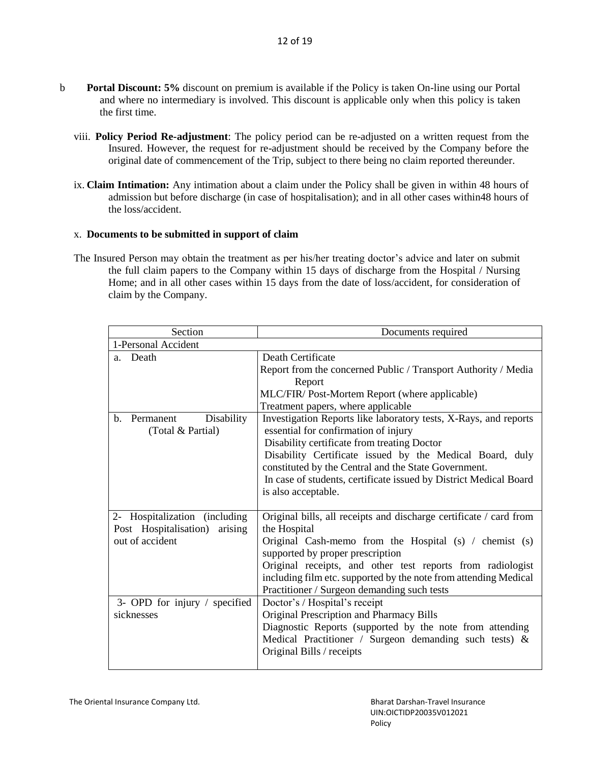b **Portal Discount: 5%** discount on premium is available if the Policy is taken On-line using our Portal and where no intermediary is involved. This discount is applicable only when this policy is taken the first time.

viii. **Policy Period Re-adjustment**: The policy period can be re-adjusted on a written request from the Insured. However, the request for re-adjustment should be received by the Company before the original date of commencement of the Trip, subject to there being no claim reported thereunder.

ix. **Claim Intimation:** Any intimation about a claim under the Policy shall be given in within 48 hours of admission but before discharge (in case of hospitalisation); and in all other cases within48 hours of the loss/accident.

x. **Documents to be submitted in support of claim**

The Insured Person may obtain the treatment as per his/her treating doctor's advice and later on submit the full claim papers to the Company within 15 days of discharge from the Hospital / Nursing Home; and in all other cases within 15 days from the date of loss/accident, for consideration of claim by the Company.

| Section | Documents required |
|---|---|
| 1-Personal Accident | |
| a. Death | Death Certificate<br>Report from the concerned Public / Transport Authority / Media Report<br>MLC/FIR/ Post-Mortem Report (where applicable)<br>Treatment papers, where applicable |
| b. Permanent Disability (Total & Partial) | Investigation Reports like laboratory tests, X-Rays, and reports essential for confirmation of injury<br>Disability certificate from treating Doctor<br>Disability Certificate issued by the Medical Board, duly constituted by the Central and the State Government.<br>In case of students, certificate issued by District Medical Board is also acceptable. |
| 2- Hospitalization (including Post Hospitalisation) arising out of accident | Original bills, all receipts and discharge certificate / card from the Hospital<br>Original Cash-memo from the Hospital (s) / chemist (s) supported by proper prescription<br>Original receipts, and other test reports from radiologist including film etc. supported by the note from attending Medical Practitioner / Surgeon demanding such tests |
| 3- OPD for injury / specified sicknesses | Doctor's / Hospital's receipt<br>Original Prescription and Pharmacy Bills<br>Diagnostic Reports (supported by the note from attending Medical Practitioner / Surgeon demanding such tests) & Original Bills / receipts |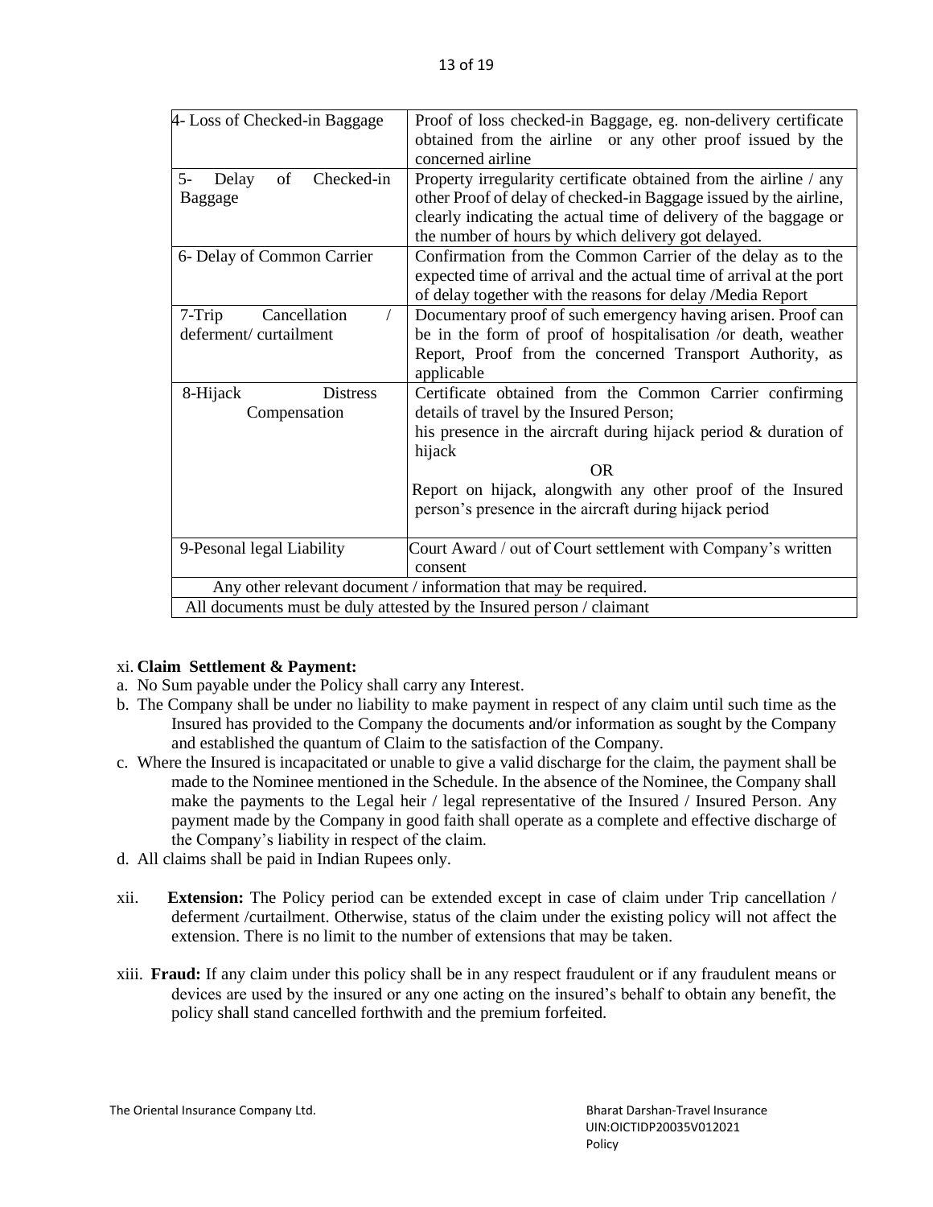| 4- Loss of Checked-in Baggage | Proof of loss checked-in Baggage, eg. non-delivery certificate obtained from the airline or any other proof issued by the concerned airline |
|---|---|
| 5- Delay of Checked-in Baggage | Property irregularity certificate obtained from the airline / any other Proof of delay of checked-in Baggage issued by the airline, clearly indicating the actual time of delivery of the baggage or the number of hours by which delivery got delayed. |
| 6- Delay of Common Carrier | Confirmation from the Common Carrier of the delay as to the expected time of arrival and the actual time of arrival at the port of delay together with the reasons for delay /Media Report |
| 7-Trip Cancellation / deferment/ curtailment | Documentary proof of such emergency having arisen. Proof can be in the form of proof of hospitalisation /or death, weather Report, Proof from the concerned Transport Authority, as applicable |
| 8-Hijack Distress Compensation | Certificate obtained from the Common Carrier confirming details of travel by the Insured Person; his presence in the aircraft during hijack period & duration of hijack OR Report on hijack, alongwith any other proof of the Insured person's presence in the aircraft during hijack period |
| 9-Pesonal legal Liability | Court Award / out of Court settlement with Company's written consent |
| Any other relevant document / information that may be required. | |
| All documents must be duly attested by the Insured person / claimant | |

xi. **Claim Settlement & Payment:**

a. No Sum payable under the Policy shall carry any Interest.

b. The Company shall be under no liability to make payment in respect of any claim until such time as the Insured has provided to the Company the documents and/or information as sought by the Company and established the quantum of Claim to the satisfaction of the Company.

c. Where the Insured is incapacitated or unable to give a valid discharge for the claim, the payment shall be made to the Nominee mentioned in the Schedule. In the absence of the Nominee, the Company shall make the payments to the Legal heir / legal representative of the Insured / Insured Person. Any payment made by the Company in good faith shall operate as a complete and effective discharge of the Company's liability in respect of the claim.

d. All claims shall be paid in Indian Rupees only.

xii. **Extension:** The Policy period can be extended except in case of claim under Trip cancellation / deferment /curtailment. Otherwise, status of the claim under the existing policy will not affect the extension. There is no limit to the number of extensions that may be taken.

xiii. **Fraud:** If any claim under this policy shall be in any respect fraudulent or if any fraudulent means or devices are used by the insured or any one acting on the insured's behalf to obtain any benefit, the policy shall stand cancelled forthwith and the premium forfeited.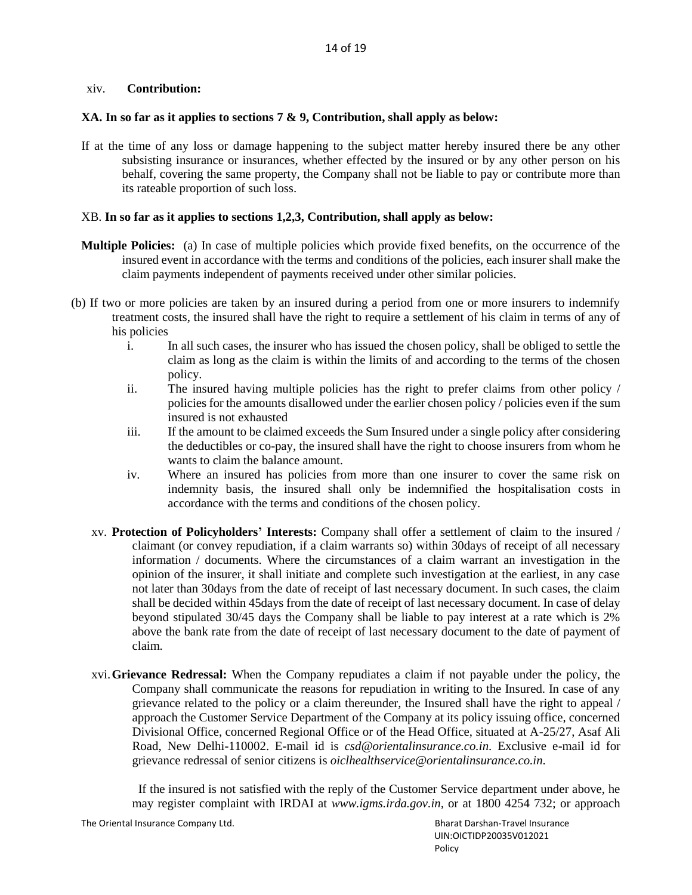xiv. **Contribution:**

**XA. In so far as it applies to sections 7 & 9, Contribution, shall apply as below:**

If at the time of any loss or damage happening to the subject matter hereby insured there be any other subsisting insurance or insurances, whether effected by the insured or by any other person on his behalf, covering the same property, the Company shall not be liable to pay or contribute more than its rateable proportion of such loss.

XB. **In so far as it applies to sections 1,2,3, Contribution, shall apply as below:**

**Multiple Policies:** (a) In case of multiple policies which provide fixed benefits, on the occurrence of the insured event in accordance with the terms and conditions of the policies, each insurer shall make the claim payments independent of payments received under other similar policies.

(b) If two or more policies are taken by an insured during a period from one or more insurers to indemnify treatment costs, the insured shall have the right to require a settlement of his claim in terms of any of his policies

i. In all such cases, the insurer who has issued the chosen policy, shall be obliged to settle the claim as long as the claim is within the limits of and according to the terms of the chosen policy.

ii. The insured having multiple policies has the right to prefer claims from other policy / policies for the amounts disallowed under the earlier chosen policy / policies even if the sum insured is not exhausted

iii. If the amount to be claimed exceeds the Sum Insured under a single policy after considering the deductibles or co-pay, the insured shall have the right to choose insurers from whom he wants to claim the balance amount.

iv. Where an insured has policies from more than one insurer to cover the same risk on indemnity basis, the insured shall only be indemnified the hospitalisation costs in accordance with the terms and conditions of the chosen policy.

xv. **Protection of Policyholders' Interests:** Company shall offer a settlement of claim to the insured / claimant (or convey repudiation, if a claim warrants so) within 30days of receipt of all necessary information / documents. Where the circumstances of a claim warrant an investigation in the opinion of the insurer, it shall initiate and complete such investigation at the earliest, in any case not later than 30days from the date of receipt of last necessary document. In such cases, the claim shall be decided within 45days from the date of receipt of last necessary document. In case of delay beyond stipulated 30/45 days the Company shall be liable to pay interest at a rate which is 2% above the bank rate from the date of receipt of last necessary document to the date of payment of claim.

xvi. **Grievance Redressal:** When the Company repudiates a claim if not payable under the policy, the Company shall communicate the reasons for repudiation in writing to the Insured. In case of any grievance related to the policy or a claim thereunder, the Insured shall have the right to appeal / approach the Customer Service Department of the Company at its policy issuing office, concerned Divisional Office, concerned Regional Office or of the Head Office, situated at A-25/27, Asaf Ali Road, New Delhi-110002. E-mail id is *csd@orientalinsurance.co.in*. Exclusive e-mail id for grievance redressal of senior citizens is *oiclhealthservice@orientalinsurance.co.in*.

If the insured is not satisfied with the reply of the Customer Service department under above, he may register complaint with IRDAI at *www.igms.irda.gov.in,* or at 1800 4254 732; or approach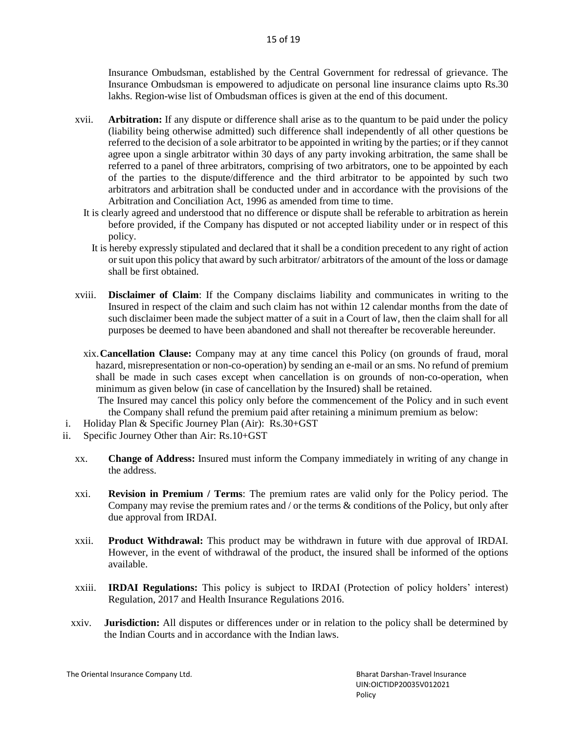Insurance Ombudsman, established by the Central Government for redressal of grievance. The Insurance Ombudsman is empowered to adjudicate on personal line insurance claims upto Rs.30 lakhs. Region-wise list of Ombudsman offices is given at the end of this document.

xvii. **Arbitration:** If any dispute or difference shall arise as to the quantum to be paid under the policy (liability being otherwise admitted) such difference shall independently of all other questions be referred to the decision of a sole arbitrator to be appointed in writing by the parties; or if they cannot agree upon a single arbitrator within 30 days of any party invoking arbitration, the same shall be referred to a panel of three arbitrators, comprising of two arbitrators, one to be appointed by each of the parties to the dispute/difference and the third arbitrator to be appointed by such two arbitrators and arbitration shall be conducted under and in accordance with the provisions of the Arbitration and Conciliation Act, 1996 as amended from time to time.

It is clearly agreed and understood that no difference or dispute shall be referable to arbitration as herein before provided, if the Company has disputed or not accepted liability under or in respect of this policy.

It is hereby expressly stipulated and declared that it shall be a condition precedent to any right of action or suit upon this policy that award by such arbitrator/ arbitrators of the amount of the loss or damage shall be first obtained.

xviii. **Disclaimer of Claim**: If the Company disclaims liability and communicates in writing to the Insured in respect of the claim and such claim has not within 12 calendar months from the date of such disclaimer been made the subject matter of a suit in a Court of law, then the claim shall for all purposes be deemed to have been abandoned and shall not thereafter be recoverable hereunder.

xix. **Cancellation Clause:** Company may at any time cancel this Policy (on grounds of fraud, moral hazard, misrepresentation or non-co-operation) by sending an e-mail or an sms. No refund of premium shall be made in such cases except when cancellation is on grounds of non-co-operation, when minimum as given below (in case of cancellation by the Insured) shall be retained.

The Insured may cancel this policy only before the commencement of the Policy and in such event the Company shall refund the premium paid after retaining a minimum premium as below:

i. Holiday Plan & Specific Journey Plan (Air): Rs.30+GST
ii. Specific Journey Other than Air: Rs.10+GST

xx. **Change of Address:** Insured must inform the Company immediately in writing of any change in the address.

xxi. **Revision in Premium / Terms**: The premium rates are valid only for the Policy period. The Company may revise the premium rates and / or the terms & conditions of the Policy, but only after due approval from IRDAI.

xxii. **Product Withdrawal:** This product may be withdrawn in future with due approval of IRDAI. However, in the event of withdrawal of the product, the insured shall be informed of the options available.

xxiii. **IRDAI Regulations:** This policy is subject to IRDAI (Protection of policy holders' interest) Regulation, 2017 and Health Insurance Regulations 2016.

xxiv. **Jurisdiction:** All disputes or differences under or in relation to the policy shall be determined by the Indian Courts and in accordance with the Indian laws.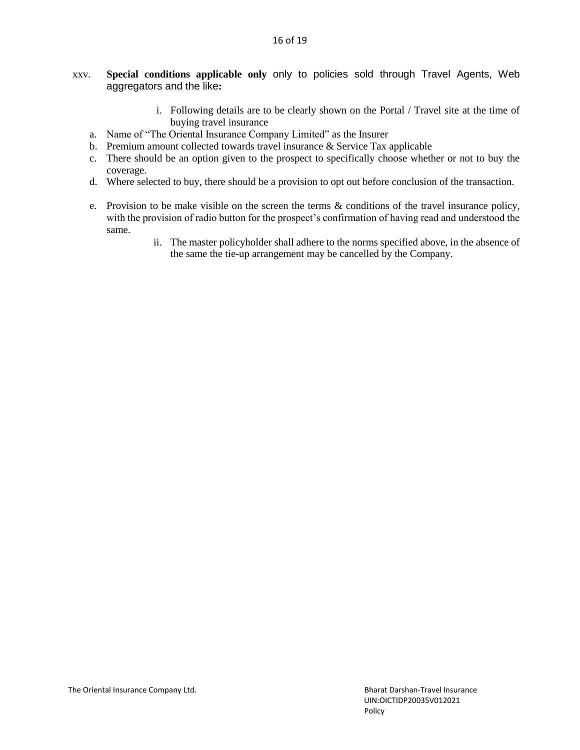xxv. **Special conditions applicable only** only to policies sold through Travel Agents, Web aggregators and the like**:**

i. Following details are to be clearly shown on the Portal / Travel site at the time of buying travel insurance

a. Name of "The Oriental Insurance Company Limited" as the Insurer
b. Premium amount collected towards travel insurance & Service Tax applicable
c. There should be an option given to the prospect to specifically choose whether or not to buy the coverage.
d. Where selected to buy, there should be a provision to opt out before conclusion of the transaction.
e. Provision to be make visible on the screen the terms & conditions of the travel insurance policy, with the provision of radio button for the prospect's confirmation of having read and understood the same.

ii. The master policyholder shall adhere to the norms specified above, in the absence of the same the tie-up arrangement may be cancelled by the Company.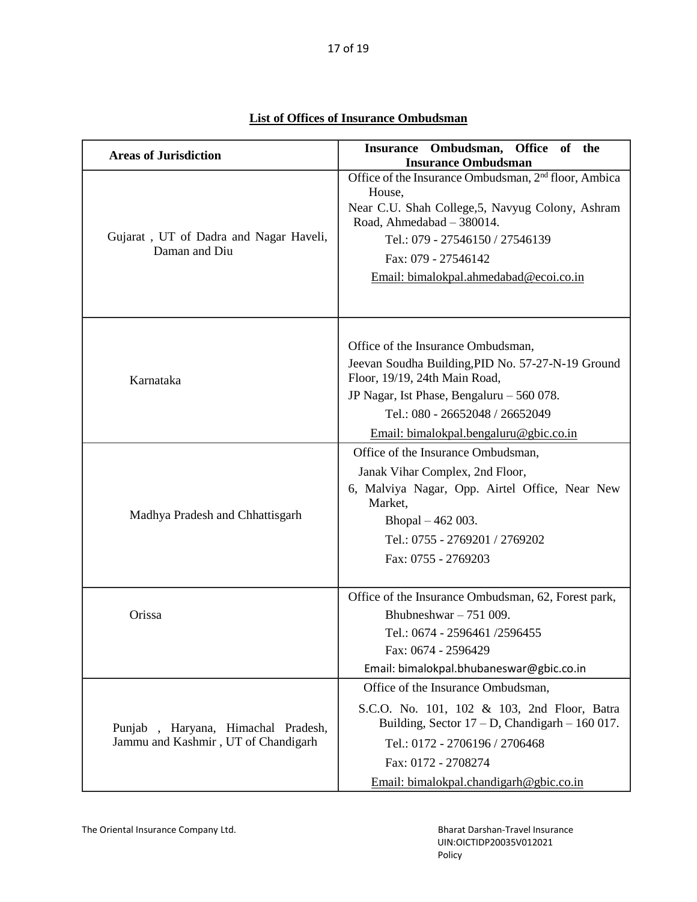**List of Offices of Insurance Ombudsman**

| Areas of Jurisdiction | Insurance Ombudsman, Office of the Insurance Ombudsman |
|---|---|
| Gujarat , UT of Dadra and Nagar Haveli, Daman and Diu | Office of the Insurance Ombudsman, 2nd floor, Ambica House,<br>Near C.U. Shah College,5, Navyug Colony, Ashram Road, Ahmedabad – 380014.<br>Tel.: 079 - 27546150 / 27546139<br>Fax: 079 - 27546142<br>Email: bimalokpal.ahmedabad@ecoi.co.in |
| Karnataka | Office of the Insurance Ombudsman,<br>Jeevan Soudha Building,PID No. 57-27-N-19 Ground Floor, 19/19, 24th Main Road,<br>JP Nagar, Ist Phase, Bengaluru – 560 078.<br>Tel.: 080 - 26652048 / 26652049<br>Email: bimalokpal.bengaluru@gbic.co.in |
| Madhya Pradesh and Chhattisgarh | Office of the Insurance Ombudsman,<br>Janak Vihar Complex, 2nd Floor,<br>6, Malviya Nagar, Opp. Airtel Office, Near New Market,<br>Bhopal – 462 003.<br>Tel.: 0755 - 2769201 / 2769202<br>Fax: 0755 - 2769203 |
| Orissa | Office of the Insurance Ombudsman, 62, Forest park,<br>Bhubneshwar – 751 009.<br>Tel.: 0674 - 2596461 /2596455<br>Fax: 0674 - 2596429<br>Email: bimalokpal.bhubaneswar@gbic.co.in |
| Punjab , Haryana, Himachal Pradesh, Jammu and Kashmir , UT of Chandigarh | Office of the Insurance Ombudsman,<br>S.C.O. No. 101, 102 & 103, 2nd Floor, Batra Building, Sector 17 – D, Chandigarh – 160 017.<br>Tel.: 0172 - 2706196 / 2706468<br>Fax: 0172 - 2708274<br>Email: bimalokpal.chandigarh@gbic.co.in |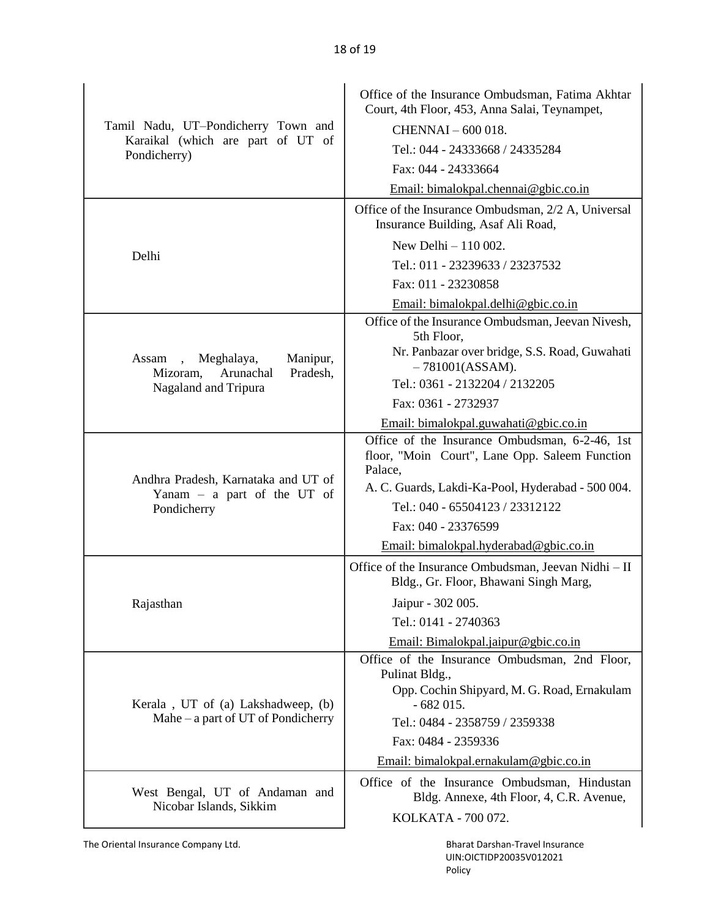| | |
|---|---|
| Tamil Nadu, UT–Pondicherry Town and Karaikal (which are part of UT of Pondicherry) | Office of the Insurance Ombudsman, Fatima Akhtar Court, 4th Floor, 453, Anna Salai, Teynampet,<br>CHENNAI – 600 018.<br>Tel.: 044 - 24333668 / 24335284<br>Fax: 044 - 24333664<br>Email: bimalokpal.chennai@gbic.co.in |
| Delhi | Office of the Insurance Ombudsman, 2/2 A, Universal Insurance Building, Asaf Ali Road,<br>New Delhi – 110 002.<br>Tel.: 011 - 23239633 / 23237532<br>Fax: 011 - 23230858<br>Email: bimalokpal.delhi@gbic.co.in |
| Assam , Meghalaya, Manipur, Mizoram, Arunachal Pradesh, Nagaland and Tripura | Office of the Insurance Ombudsman, Jeevan Nivesh, 5th Floor,<br>Nr. Panbazar over bridge, S.S. Road, Guwahati – 781001(ASSAM).<br>Tel.: 0361 - 2132204 / 2132205<br>Fax: 0361 - 2732937<br>Email: bimalokpal.guwahati@gbic.co.in |
| Andhra Pradesh, Karnataka and UT of Yanam – a part of the UT of Pondicherry | Office of the Insurance Ombudsman, 6-2-46, 1st floor, "Moin Court", Lane Opp. Saleem Function Palace,<br>A. C. Guards, Lakdi-Ka-Pool, Hyderabad - 500 004.<br>Tel.: 040 - 65504123 / 23312122<br>Fax: 040 - 23376599<br>Email: bimalokpal.hyderabad@gbic.co.in |
| Rajasthan | Office of the Insurance Ombudsman, Jeevan Nidhi – II Bldg., Gr. Floor, Bhawani Singh Marg,<br>Jaipur - 302 005.<br>Tel.: 0141 - 2740363<br>Email: Bimalokpal.jaipur@gbic.co.in |
| Kerala , UT of (a) Lakshadweep, (b) Mahe – a part of UT of Pondicherry | Office of the Insurance Ombudsman, 2nd Floor, Pulinat Bldg.,<br>Opp. Cochin Shipyard, M. G. Road, Ernakulam - 682 015.<br>Tel.: 0484 - 2358759 / 2359338<br>Fax: 0484 - 2359336<br>Email: bimalokpal.ernakulam@gbic.co.in |
| West Bengal, UT of Andaman and Nicobar Islands, Sikkim | Office of the Insurance Ombudsman, Hindustan Bldg. Annexe, 4th Floor, 4, C.R. Avenue,<br>KOLKATA - 700 072. |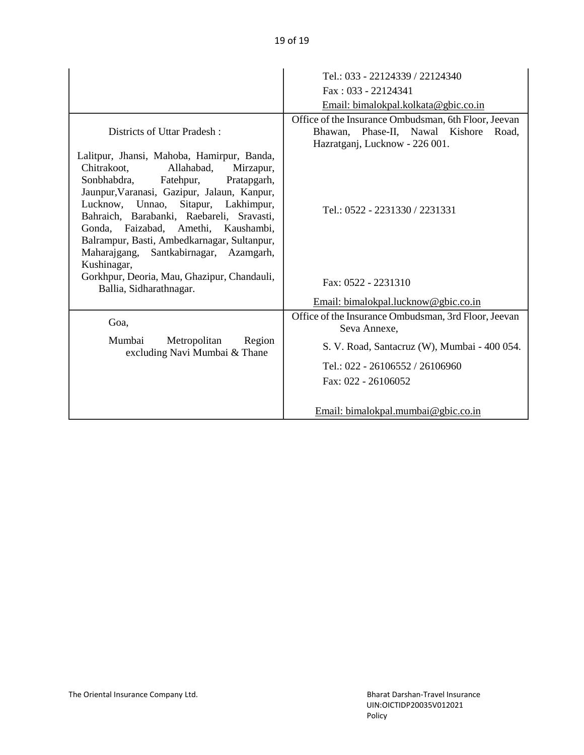| | |
|---|---|
| | Tel.: 033 - 22124339 / 22124340<br>Fax : 033 - 22124341<br>Email: bimalokpal.kolkata@gbic.co.in |
| Districts of Uttar Pradesh :<br><br>Lalitpur, Jhansi, Mahoba, Hamirpur, Banda, Chitrakoot, Allahabad, Mirzapur, Sonbhabdra, Fatehpur, Pratapgarh, Jaunpur,Varanasi, Gazipur, Jalaun, Kanpur, Lucknow, Unnao, Sitapur, Lakhimpur, Bahraich, Barabanki, Raebareli, Sravasti, Gonda, Faizabad, Amethi, Kaushambi, Balrampur, Basti, Ambedkarnagar, Sultanpur, Maharajgang, Santkabirnagar, Azamgarh, Kushinagar,<br>Gorkhpur, Deoria, Mau, Ghazipur, Chandauli, Ballia, Sidharathnagar. | Office of the Insurance Ombudsman, 6th Floor, Jeevan Bhawan, Phase-II, Nawal Kishore Road, Hazratganj, Lucknow - 226 001.<br><br>Tel.: 0522 - 2231330 / 2231331<br><br>Fax: 0522 - 2231310<br>Email: bimalokpal.lucknow@gbic.co.in |
| Goa,<br>Mumbai Metropolitan Region excluding Navi Mumbai & Thane | Office of the Insurance Ombudsman, 3rd Floor, Jeevan Seva Annexe,<br>S. V. Road, Santacruz (W), Mumbai - 400 054.<br>Tel.: 022 - 26106552 / 26106960<br>Fax: 022 - 26106052<br><br>Email: bimalokpal.mumbai@gbic.co.in |